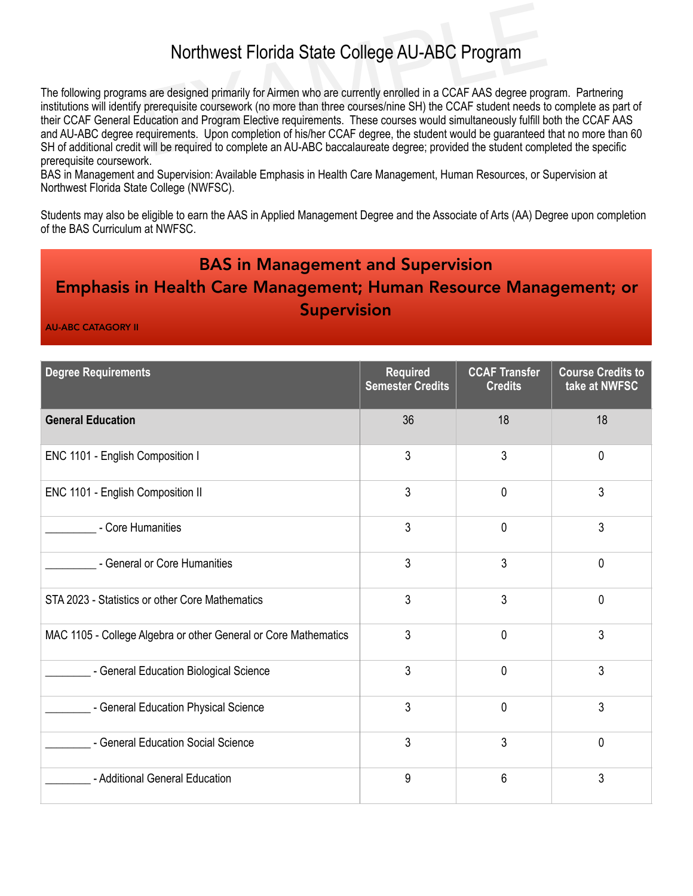# Northwest Florida State College AU-ABC Program

The following programs are designed primarily for Airmen who are currently enrolled in a CCAF AAS degree program. Partnering institutions will identify prerequisite coursework (no more than three courses/nine SH) the CCAF student needs to complete as part of their CCAF General Education and Program Elective requirements. These courses would simultaneously fulfill both the CCAF AAS and AU-ABC degree requirements. Upon completion of his/her CCAF degree, the student would be guaranteed that no more than 60 SH of additional credit will be required to complete an AU-ABC baccalaureate degree; provided the student completed the specific prerequisite coursework.

BAS in Management and Supervision: Available Emphasis in Health Care Management, Human Resources, or Supervision at Northwest Florida State College (NWFSC).

Students may also be eligible to earn the AAS in Applied Management Degree and the Associate of Arts (AA) Degree upon completion of the BAS Curriculum at NWFSC.

## BAS in Management and Supervision
## Emphasis in Health Care Management; Human Resource Management; or Supervision

AU-ABC CATAGORY II

| Degree Requirements | Required Semester Credits | CCAF Transfer Credits | Course Credits to take at NWFSC |
|---|---|---|---|
| **General Education** | 36 | 18 | 18 |
| ENC 1101 - English Composition I | 3 | 3 | 0 |
| ENC 1101 - English Composition II | 3 | 0 | 3 |
| _________ - Core Humanities | 3 | 0 | 3 |
| _________ - General or Core Humanities | 3 | 3 | 0 |
| STA 2023 - Statistics or other Core Mathematics | 3 | 3 | 0 |
| MAC 1105 - College Algebra or other General or Core Mathematics | 3 | 0 | 3 |
| ________ - General Education Biological Science | 3 | 0 | 3 |
| ________ - General Education Physical Science | 3 | 0 | 3 |
| ________ - General Education Social Science | 3 | 3 | 0 |
| ________ - Additional General Education | 9 | 6 | 3 |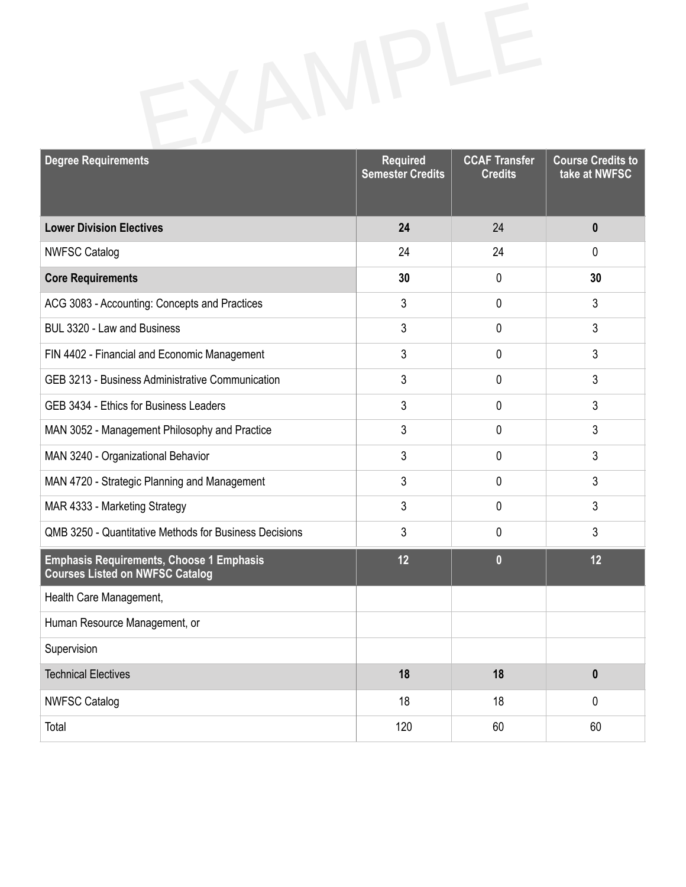EXAMPLE

| Degree Requirements | Required Semester Credits | CCAF Transfer Credits | Course Credits to take at NWFSC |
|---|---|---|---|
| **Lower Division Electives** | **24** | 24 | **0** |
| NWFSC Catalog | 24 | 24 | 0 |
| **Core Requirements** | **30** | 0 | **30** |
| ACG 3083 - Accounting: Concepts and Practices | 3 | 0 | 3 |
| BUL 3320 - Law and Business | 3 | 0 | 3 |
| FIN 4402 - Financial and Economic Management | 3 | 0 | 3 |
| GEB 3213 - Business Administrative Communication | 3 | 0 | 3 |
| GEB 3434 - Ethics for Business Leaders | 3 | 0 | 3 |
| MAN 3052 - Management Philosophy and Practice | 3 | 0 | 3 |
| MAN 3240 - Organizational Behavior | 3 | 0 | 3 |
| MAN 4720 - Strategic Planning and Management | 3 | 0 | 3 |
| MAR 4333 - Marketing Strategy | 3 | 0 | 3 |
| QMB 3250 - Quantitative Methods for Business Decisions | 3 | 0 | 3 |
| **Emphasis Requirements, Choose 1 Emphasis Courses Listed on NWFSC Catalog** | **12** | **0** | **12** |
| Health Care Management, | | | |
| Human Resource Management, or | | | |
| Supervision | | | |
| Technical Electives | **18** | **18** | **0** |
| NWFSC Catalog | 18 | 18 | 0 |
| Total | 120 | 60 | 60 |